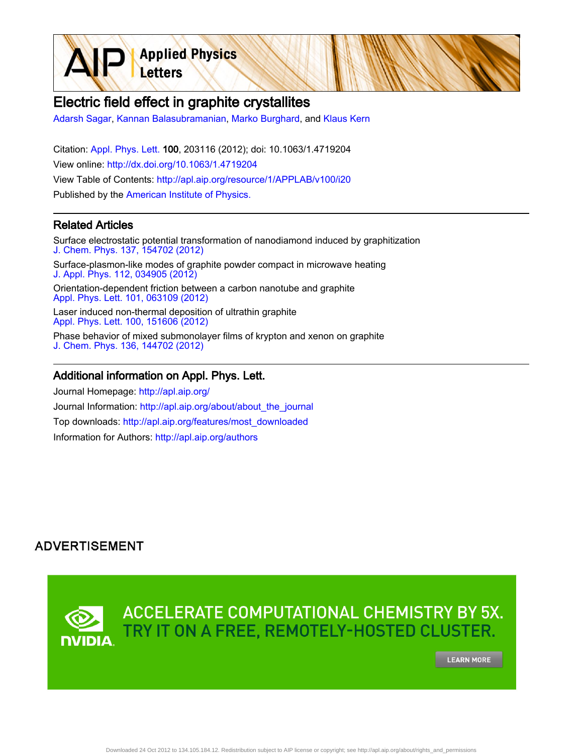# Electric field effect in graphite crystallites

Adarsh Sagar, Kannan Balasubramanian, Marko Burghard, and Klaus Kern

Citation: Appl. Phys. Lett. **100**, 203116 (2012); doi: 10.1063/1.4719204

View online: http://dx.doi.org/10.1063/1.4719204

View Table of Contents: http://apl.aip.org/resource/1/APPLAB/v100/i20

Published by the American Institute of Physics.

## Related Articles

Surface electrostatic potential transformation of nanodiamond induced by graphitization
J. Chem. Phys. 137, 154702 (2012)

Surface-plasmon-like modes of graphite powder compact in microwave heating
J. Appl. Phys. 112, 034905 (2012)

Orientation-dependent friction between a carbon nanotube and graphite
Appl. Phys. Lett. 101, 063109 (2012)

Laser induced non-thermal deposition of ultrathin graphite
Appl. Phys. Lett. 100, 151606 (2012)

Phase behavior of mixed submonolayer films of krypton and xenon on graphite
J. Chem. Phys. 136, 144702 (2012)

## Additional information on Appl. Phys. Lett.

Journal Homepage: http://apl.aip.org/

Journal Information: http://apl.aip.org/about/about_the_journal

Top downloads: http://apl.aip.org/features/most_downloaded

Information for Authors: http://apl.aip.org/authors

ADVERTISEMENT

ACCELERATE COMPUTATIONAL CHEMISTRY BY 5X.
TRY IT ON A FREE, REMOTELY-HOSTED CLUSTER.

LEARN MORE

Downloaded 24 Oct 2012 to 134.105.184.12. Redistribution subject to AIP license or copyright; see http://apl.aip.org/about/rights_and_permissions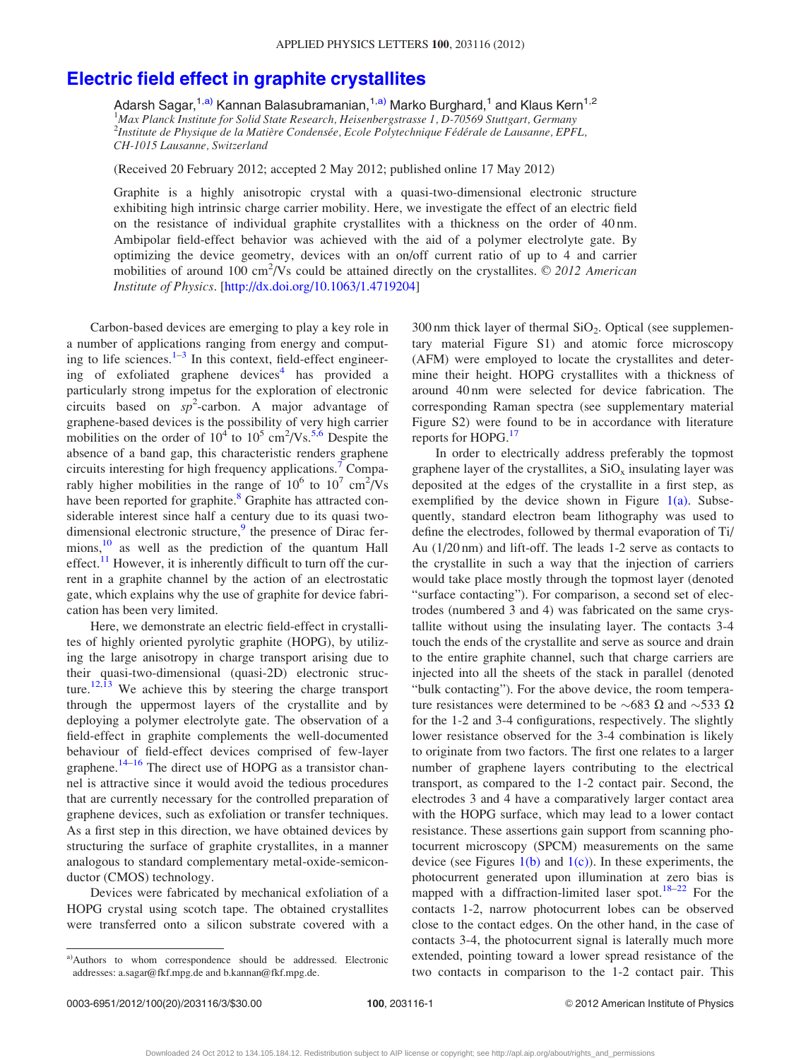# Electric field effect in graphite crystallites

Adarsh Sagar,[1,a)] Kannan Balasubramanian,[1,a)] Marko Burghard,[1] and Klaus Kern[1,2]

[1]*Max Planck Institute for Solid State Research, Heisenbergstrasse 1, D-70569 Stuttgart, Germany*
[2]*Institute de Physique de la Matière Condensée, Ecole Polytechnique Fédérale de Lausanne, EPFL, CH-1015 Lausanne, Switzerland*

(Received 20 February 2012; accepted 2 May 2012; published online 17 May 2012)

Graphite is a highly anisotropic crystal with a quasi-two-dimensional electronic structure exhibiting high intrinsic charge carrier mobility. Here, we investigate the effect of an electric field on the resistance of individual graphite crystallites with a thickness on the order of 40 nm. Ambipolar field-effect behavior was achieved with the aid of a polymer electrolyte gate. By optimizing the device geometry, devices with an on/off current ratio of up to 4 and carrier mobilities of around 100 cm$^2$/Vs could be attained directly on the crystallites. *© 2012 American Institute of Physics*. [http://dx.doi.org/10.1063/1.4719204]

Carbon-based devices are emerging to play a key role in a number of applications ranging from energy and computing to life sciences.[1–3] In this context, field-effect engineering of exfoliated graphene devices[4] has provided a particularly strong impetus for the exploration of electronic circuits based on *sp*$^2$-carbon. A major advantage of graphene-based devices is the possibility of very high carrier mobilities on the order of $10^4$ to $10^5$ cm$^2$/Vs.[5,6] Despite the absence of a band gap, this characteristic renders graphene circuits interesting for high frequency applications.[7] Comparably higher mobilities in the range of $10^6$ to $10^7$ cm$^2$/Vs have been reported for graphite.[8] Graphite has attracted considerable interest since half a century due to its quasi two-dimensional electronic structure,[9] the presence of Dirac fermions,[10] as well as the prediction of the quantum Hall effect.[11] However, it is inherently difficult to turn off the current in a graphite channel by the action of an electrostatic gate, which explains why the use of graphite for device fabrication has been very limited.

Here, we demonstrate an electric field-effect in crystallites of highly oriented pyrolytic graphite (HOPG), by utilizing the large anisotropy in charge transport arising due to their quasi-two-dimensional (quasi-2D) electronic structure.[12,13] We achieve this by steering the charge transport through the uppermost layers of the crystallite and by deploying a polymer electrolyte gate. The observation of a field-effect in graphite complements the well-documented behaviour of field-effect devices comprised of few-layer graphene.[14–16] The direct use of HOPG as a transistor channel is attractive since it would avoid the tedious procedures that are currently necessary for the controlled preparation of graphene devices, such as exfoliation or transfer techniques. As a first step in this direction, we have obtained devices by structuring the surface of graphite crystallites, in a manner analogous to standard complementary metal-oxide-semiconductor (CMOS) technology.

Devices were fabricated by mechanical exfoliation of a HOPG crystal using scotch tape. The obtained crystallites were transferred onto a silicon substrate covered with a 300 nm thick layer of thermal $SiO_2$. Optical (see supplementary material Figure S1) and atomic force microscopy (AFM) were employed to locate the crystallites and determine their height. HOPG crystallites with a thickness of around 40 nm were selected for device fabrication. The corresponding Raman spectra (see supplementary material Figure S2) were found to be in accordance with literature reports for HOPG.[17]

In order to electrically address preferably the topmost graphene layer of the crystallites, a $SiO_x$ insulating layer was deposited at the edges of the crystallite in a first step, as exemplified by the device shown in Figure 1(a). Subsequently, standard electron beam lithography was used to define the electrodes, followed by thermal evaporation of Ti/Au (1/20 nm) and lift-off. The leads 1-2 serve as contacts to the crystallite in such a way that the injection of carriers would take place mostly through the topmost layer (denoted "surface contacting"). For comparison, a second set of electrodes (numbered 3 and 4) was fabricated on the same crystallite without using the insulating layer. The contacts 3-4 touch the ends of the crystallite and serve as source and drain to the entire graphite channel, such that charge carriers are injected into all the sheets of the stack in parallel (denoted "bulk contacting"). For the above device, the room temperature resistances were determined to be ~683 Ω and ~533 Ω for the 1-2 and 3-4 configurations, respectively. The slightly lower resistance observed for the 3-4 combination is likely to originate from two factors. The first one relates to a larger number of graphene layers contributing to the electrical transport, as compared to the 1-2 contact pair. Second, the electrodes 3 and 4 have a comparatively larger contact area with the HOPG surface, which may lead to a lower contact resistance. These assertions gain support from scanning photocurrent microscopy (SPCM) measurements on the same device (see Figures 1(b) and 1(c)). In these experiments, the photocurrent generated upon illumination at zero bias is mapped with a diffraction-limited laser spot.[18–22] For the contacts 1-2, narrow photocurrent lobes can be observed close to the contact edges. On the other hand, in the case of contacts 3-4, the photocurrent signal is laterally much more extended, pointing toward a lower spread resistance of the two contacts in comparison to the 1-2 contact pair. This

[a)]Authors to whom correspondence should be addressed. Electronic addresses: a.sagar@fkf.mpg.de and b.kannan@fkf.mpg.de.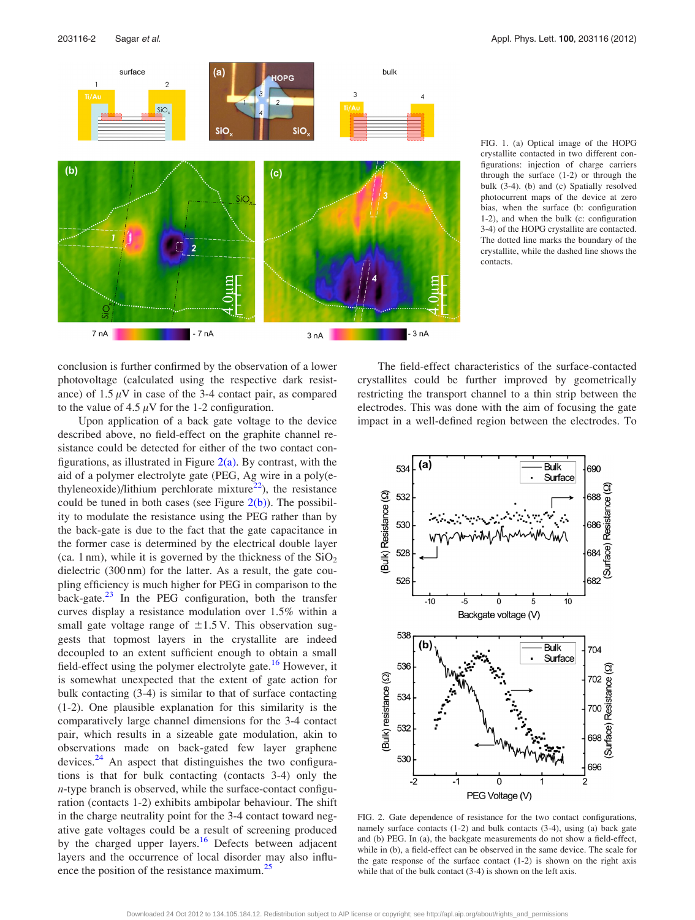FIG. 1. (a) Optical image of the HOPG crystallite contacted in two different configurations: injection of charge carriers through the surface (1-2) or through the bulk (3-4). (b) and (c) Spatially resolved photocurrent maps of the device at zero bias, when the surface (b: configuration 1-2), and when the bulk (c: configuration 3-4) of the HOPG crystallite are contacted. The dotted line marks the boundary of the crystallite, while the dashed line shows the contacts.

conclusion is further confirmed by the observation of a lower photovoltage (calculated using the respective dark resistance) of 1.5 $\mu$V in case of the 3-4 contact pair, as compared to the value of 4.5 $\mu$V for the 1-2 configuration.

Upon application of a back gate voltage to the device described above, no field-effect on the graphite channel resistance could be detected for either of the two contact configurations, as illustrated in Figure 2(a). By contrast, with the aid of a polymer electrolyte gate (PEG, Ag wire in a poly(ethyleneoxide)/lithium perchlorate mixture[22]), the resistance could be tuned in both cases (see Figure 2(b)). The possibility to modulate the resistance using the PEG rather than by the back-gate is due to the fact that the gate capacitance in the former case is determined by the electrical double layer (ca. 1 nm), while it is governed by the thickness of the $SiO_2$ dielectric (300 nm) for the latter. As a result, the gate coupling efficiency is much higher for PEG in comparison to the back-gate.[23] In the PEG configuration, both the transfer curves display a resistance modulation over 1.5% within a small gate voltage range of $\pm$1.5 V. This observation suggests that topmost layers in the crystallite are indeed decoupled to an extent sufficient enough to obtain a small field-effect using the polymer electrolyte gate.[16] However, it is somewhat unexpected that the extent of gate action for bulk contacting (3-4) is similar to that of surface contacting (1-2). One plausible explanation for this similarity is the comparatively large channel dimensions for the 3-4 contact pair, which results in a sizeable gate modulation, akin to observations made on back-gated few layer graphene devices.[24] An aspect that distinguishes the two configurations is that for bulk contacting (contacts 3-4) only the *n*-type branch is observed, while the surface-contact configuration (contacts 1-2) exhibits ambipolar behaviour. The shift in the charge neutrality point for the 3-4 contact toward negative gate voltages could be a result of screening produced by the charged upper layers.[16] Defects between adjacent layers and the occurrence of local disorder may also influence the position of the resistance maximum.[25]

The field-effect characteristics of the surface-contacted crystallites could be further improved by geometrically restricting the transport channel to a thin strip between the electrodes. This was done with the aim of focusing the gate impact in a well-defined region between the electrodes. To

FIG. 2. Gate dependence of resistance for the two contact configurations, namely surface contacts (1-2) and bulk contacts (3-4), using (a) back gate and (b) PEG. In (a), the backgate measurements do not show a field-effect, while in (b), a field-effect can be observed in the same device. The scale for the gate response of the surface contact (1-2) is shown on the right axis while that of the bulk contact (3-4) is shown on the left axis.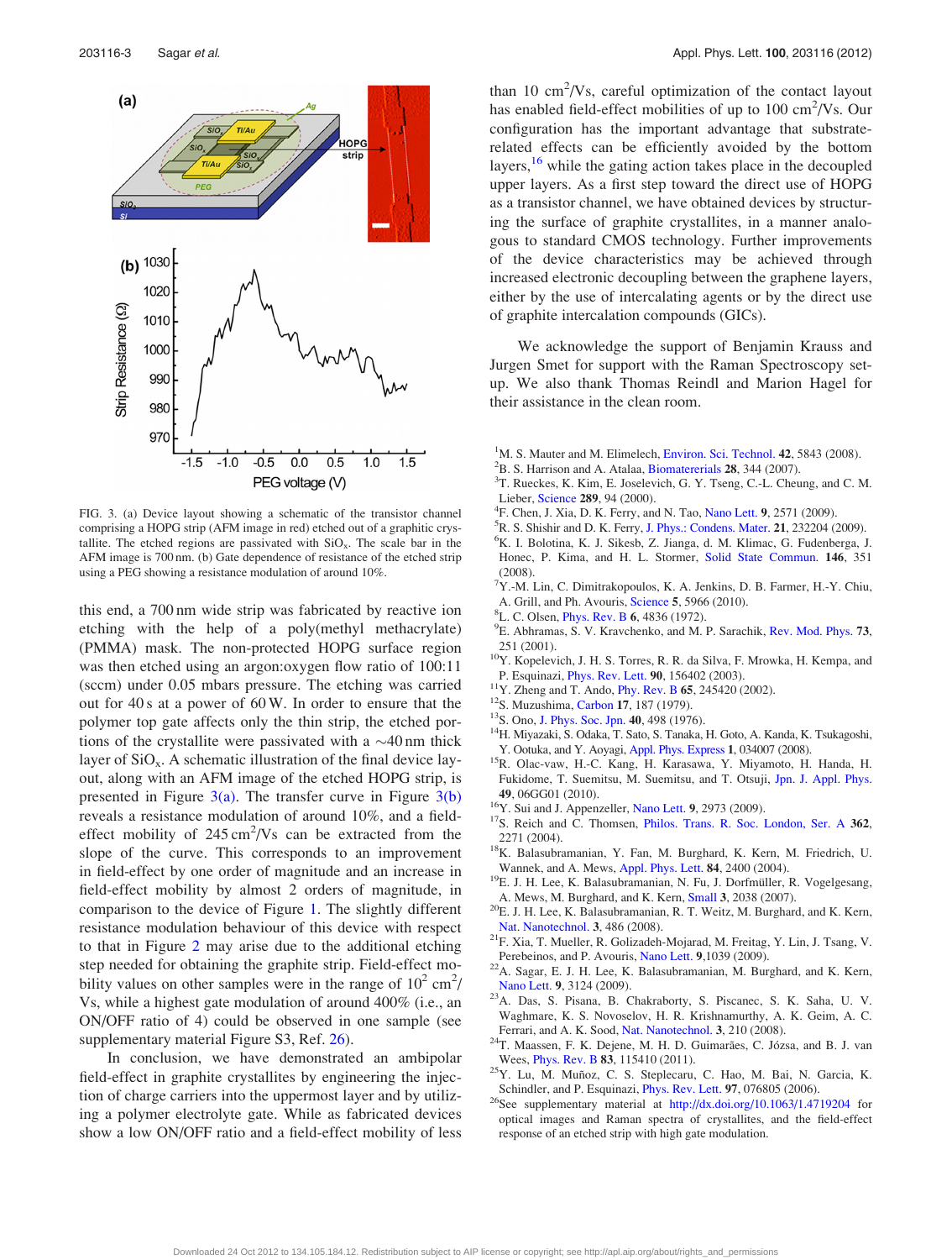(a)

Ag

$SiO_x$ Ti/Au

$SiO_x$

Ti/Au $SiO_x$ $SiO_x$

PEG

$SiO_2$

Si

HOPG strip

(b)

Strip Resistance (Ω)

1030
1020
1010
1000
990
980
970

-1.5 -1.0 -0.5 0.0 0.5 1.0 1.5

PEG voltage (V)

FIG. 3. (a) Device layout showing a schematic of the transistor channel comprising a HOPG strip (AFM image in red) etched out of a graphitic crystallite. The etched regions are passivated with $SiO_x$. The scale bar in the AFM image is 700 nm. (b) Gate dependence of resistance of the etched strip using a PEG showing a resistance modulation of around 10%.

this end, a 700 nm wide strip was fabricated by reactive ion etching with the help of a poly(methyl methacrylate) (PMMA) mask. The non-protected HOPG surface region was then etched using an argon:oxygen flow ratio of 100:11 (sccm) under 0.05 mbars pressure. The etching was carried out for 40 s at a power of 60 W. In order to ensure that the polymer top gate affects only the thin strip, the etched portions of the crystallite were passivated with a ∼40 nm thick layer of $SiO_x$. A schematic illustration of the final device layout, along with an AFM image of the etched HOPG strip, is presented in Figure 3(a). The transfer curve in Figure 3(b) reveals a resistance modulation of around 10%, and a field-effect mobility of 245 $cm^2$/Vs can be extracted from the slope of the curve. This corresponds to an improvement in field-effect by one order of magnitude and an increase in field-effect mobility by almost 2 orders of magnitude, in comparison to the device of Figure 1. The slightly different resistance modulation behaviour of this device with respect to that in Figure 2 may arise due to the additional etching step needed for obtaining the graphite strip. Field-effect mobility values on other samples were in the range of $10^2$ $cm^2$/Vs, while a highest gate modulation of around 400% (i.e., an ON/OFF ratio of 4) could be observed in one sample (see supplementary material Figure S3, Ref. 26).

In conclusion, we have demonstrated an ambipolar field-effect in graphite crystallites by engineering the injection of charge carriers into the uppermost layer and by utilizing a polymer electrolyte gate. While as fabricated devices show a low ON/OFF ratio and a field-effect mobility of less than 10 $cm^2$/Vs, careful optimization of the contact layout has enabled field-effect mobilities of up to 100 $cm^2$/Vs. Our configuration has the important advantage that substrate-related effects can be efficiently avoided by the bottom layers,[16] while the gating action takes place in the decoupled upper layers. As a first step toward the direct use of HOPG as a transistor channel, we have obtained devices by structuring the surface of graphite crystallites, in a manner analogous to standard CMOS technology. Further improvements of the device characteristics may be achieved through increased electronic decoupling between the graphene layers, either by the use of intercalating agents or by the direct use of graphite intercalation compounds (GICs).

We acknowledge the support of Benjamin Krauss and Jurgen Smet for support with the Raman Spectroscopy setup. We also thank Thomas Reindl and Marion Hagel for their assistance in the clean room.

[1] M. S. Mauter and M. Elimelech, Environ. Sci. Technol. **42**, 5843 (2008).
[2] B. S. Harrison and A. Atalaa, Biomaterials **28**, 344 (2007).
[3] T. Rueckes, K. Kim, E. Joselevich, G. Y. Tseng, C.-L. Cheung, and C. M. Lieber, Science **289**, 94 (2000).
[4] F. Chen, J. Xia, D. K. Ferry, and N. Tao, Nano Lett. **9**, 2571 (2009).
[5] R. S. Shishir and D. K. Ferry, J. Phys.: Condens. Mater. **21**, 232204 (2009).
[6] K. I. Bolotina, K. J. Sikesb, Z. Jianga, d. M. Klimac, G. Fudenberga, J. Honec, P. Kima, and H. L. Stormer, Solid State Commun. **146**, 351 (2008).
[7] Y.-M. Lin, C. Dimitrakopoulos, K. A. Jenkins, D. B. Farmer, H.-Y. Chiu, A. Grill, and Ph. Avouris, Science **5**, 5966 (2010).
[8] L. C. Olsen, Phys. Rev. B **6**, 4836 (1972).
[9] E. Abhramas, S. V. Kravchenko, and M. P. Sarachik, Rev. Mod. Phys. **73**, 251 (2001).
[10] Y. Kopelevich, J. H. S. Torres, R. R. da Silva, F. Mrowka, H. Kempa, and P. Esquinazi, Phys. Rev. Lett. **90**, 156402 (2003).
[11] Y. Zheng and T. Ando, Phy. Rev. B **65**, 245420 (2002).
[12] S. Muzushima, Carbon **17**, 187 (1979).
[13] S. Ono, J. Phys. Soc. Jpn. **40**, 498 (1976).
[14] H. Miyazaki, S. Odaka, T. Sato, S. Tanaka, H. Goto, A. Kanda, K. Tsukagoshi, Y. Ootuka, and Y. Aoyagi, Appl. Phys. Express **1**, 034007 (2008).
[15] R. Olac-vaw, H.-C. Kang, H. Karasawa, Y. Miyamoto, H. Handa, H. Fukidome, T. Suemitsu, M. Suemitsu, and T. Otsuji, Jpn. J. Appl. Phys. **49**, 06GG01 (2010).
[16] Y. Sui and J. Appenzeller, Nano Lett. **9**, 2973 (2009).
[17] S. Reich and C. Thomsen, Philos. Trans. R. Soc. London, Ser. A **362**, 2271 (2004).
[18] K. Balasubramanian, Y. Fan, M. Burghard, K. Kern, M. Friedrich, U. Wannek, and A. Mews, Appl. Phys. Lett. **84**, 2400 (2004).
[19] E. J. H. Lee, K. Balasubramanian, N. Fu, J. Dorfmüller, R. Vogelgesang, A. Mews, M. Burghard, and K. Kern, Small **3**, 2038 (2007).
[20] E. J. H. Lee, K. Balasubramanian, R. T. Weitz, M. Burghard, and K. Kern, Nat. Nanotechnol. **3**, 486 (2008).
[21] F. Xia, T. Mueller, R. Golizadeh-Mojarad, M. Freitag, Y. Lin, J. Tsang, V. Perebeinos, and P. Avouris, Nano Lett. **9**,1039 (2009).
[22] A. Sagar, E. J. H. Lee, K. Balasubramanian, M. Burghard, and K. Kern, Nano Lett. **9**, 3124 (2009).
[23] A. Das, S. Pisana, B. Chakraborty, S. Piscanec, S. K. Saha, U. V. Waghmare, K. S. Novoselov, H. R. Krishnamurthy, A. K. Geim, A. C. Ferrari, and A. K. Sood, Nat. Nanotechnol. **3**, 210 (2008).
[24] T. Maassen, F. K. Dejene, M. H. D. Guimarães, C. Józsa, and B. J. van Wees, Phys. Rev. B **83**, 115410 (2011).
[25] Y. Lu, M. Muñoz, C. S. Steplecaru, C. Hao, M. Bai, N. Garcia, K. Schindler, and P. Esquinazi, Phys. Rev. Lett. **97**, 076805 (2006).
[26] See supplementary material at http://dx.doi.org/10.1063/1.4719204 for optical images and Raman spectra of crystallites, and the field-effect response of an etched strip with high gate modulation.